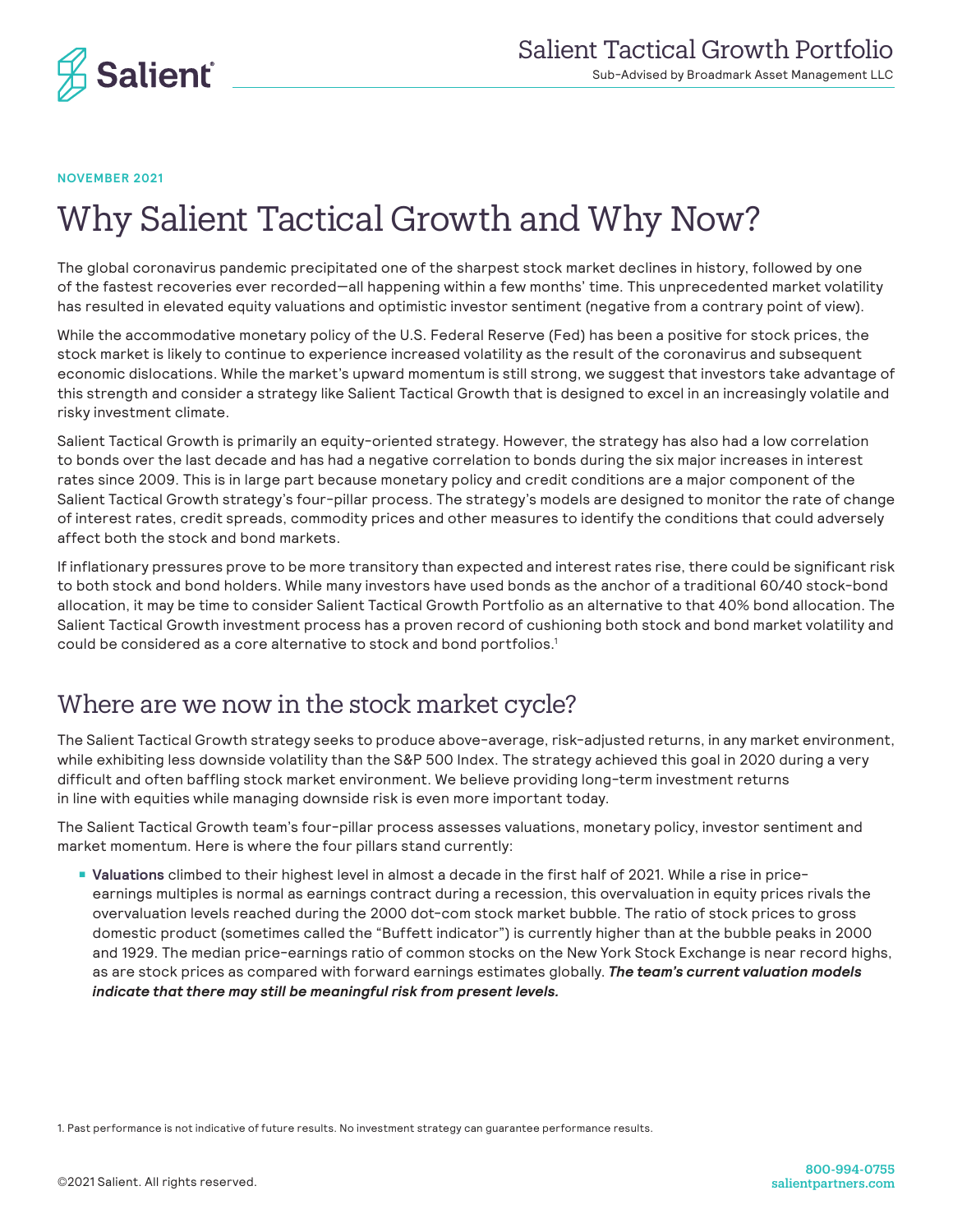NOVEMBER 2021

# Why Salient Tactical Growth and Why Now?

The global coronavirus pandemic precipitated one of the sharpest stock market declines in history, followed by one of the fastest recoveries ever recorded—all happening within a few months' time. This unprecedented market volatility has resulted in elevated equity valuations and optimistic investor sentiment (negative from a contrary point of view).

While the accommodative monetary policy of the U.S. Federal Reserve (Fed) has been a positive for stock prices, the stock market is likely to continue to experience increased volatility as the result of the coronavirus and subsequent economic dislocations. While the market's upward momentum is still strong, we suggest that investors take advantage of this strength and consider a strategy like Salient Tactical Growth that is designed to excel in an increasingly volatile and risky investment climate.

Salient Tactical Growth is primarily an equity-oriented strategy. However, the strategy has also had a low correlation to bonds over the last decade and has had a negative correlation to bonds during the six major increases in interest rates since 2009. This is in large part because monetary policy and credit conditions are a major component of the Salient Tactical Growth strategy's four-pillar process. The strategy's models are designed to monitor the rate of change of interest rates, credit spreads, commodity prices and other measures to identify the conditions that could adversely affect both the stock and bond markets.

If inflationary pressures prove to be more transitory than expected and interest rates rise, there could be significant risk to both stock and bond holders. While many investors have used bonds as the anchor of a traditional 60/40 stock-bond allocation, it may be time to consider Salient Tactical Growth Portfolio as an alternative to that 40% bond allocation. The Salient Tactical Growth investment process has a proven record of cushioning both stock and bond market volatility and could be considered as a core alternative to stock and bond portfolios.[1]

## Where are we now in the stock market cycle?

The Salient Tactical Growth strategy seeks to produce above-average, risk-adjusted returns, in any market environment, while exhibiting less downside volatility than the S&P 500 Index. The strategy achieved this goal in 2020 during a very difficult and often baffling stock market environment. We believe providing long-term investment returns in line with equities while managing downside risk is even more important today.

The Salient Tactical Growth team's four-pillar process assesses valuations, monetary policy, investor sentiment and market momentum. Here is where the four pillars stand currently:

- **Valuations** climbed to their highest level in almost a decade in the first half of 2021. While a rise in price-earnings multiples is normal as earnings contract during a recession, this overvaluation in equity prices rivals the overvaluation levels reached during the 2000 dot-com stock market bubble. The ratio of stock prices to gross domestic product (sometimes called the "Buffett indicator") is currently higher than at the bubble peaks in 2000 and 1929. The median price-earnings ratio of common stocks on the New York Stock Exchange is near record highs, as are stock prices as compared with forward earnings estimates globally. ***The team's current valuation models indicate that there may still be meaningful risk from present levels.***

1. Past performance is not indicative of future results. No investment strategy can guarantee performance results.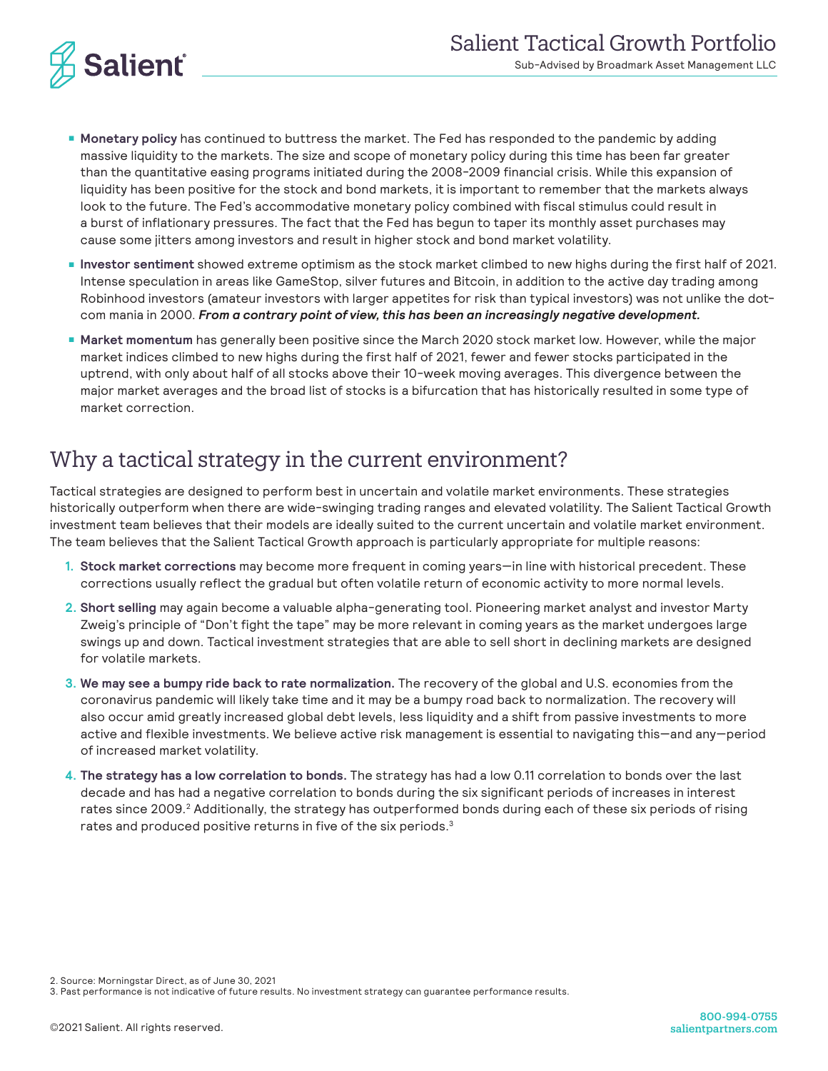- **Monetary policy** has continued to buttress the market. The Fed has responded to the pandemic by adding massive liquidity to the markets. The size and scope of monetary policy during this time has been far greater than the quantitative easing programs initiated during the 2008-2009 financial crisis. While this expansion of liquidity has been positive for the stock and bond markets, it is important to remember that the markets always look to the future. The Fed's accommodative monetary policy combined with fiscal stimulus could result in a burst of inflationary pressures. The fact that the Fed has begun to taper its monthly asset purchases may cause some jitters among investors and result in higher stock and bond market volatility.
- **Investor sentiment** showed extreme optimism as the stock market climbed to new highs during the first half of 2021. Intense speculation in areas like GameStop, silver futures and Bitcoin, in addition to the active day trading among Robinhood investors (amateur investors with larger appetites for risk than typical investors) was not unlike the dot-com mania in 2000. ***From a contrary point of view, this has been an increasingly negative development.***
- **Market momentum** has generally been positive since the March 2020 stock market low. However, while the major market indices climbed to new highs during the first half of 2021, fewer and fewer stocks participated in the uptrend, with only about half of all stocks above their 10-week moving averages. This divergence between the major market averages and the broad list of stocks is a bifurcation that has historically resulted in some type of market correction.

## Why a tactical strategy in the current environment?

Tactical strategies are designed to perform best in uncertain and volatile market environments. These strategies historically outperform when there are wide-swinging trading ranges and elevated volatility. The Salient Tactical Growth investment team believes that their models are ideally suited to the current uncertain and volatile market environment. The team believes that the Salient Tactical Growth approach is particularly appropriate for multiple reasons:

1. **Stock market corrections** may become more frequent in coming years—in line with historical precedent. These corrections usually reflect the gradual but often volatile return of economic activity to more normal levels.
2. **Short selling** may again become a valuable alpha-generating tool. Pioneering market analyst and investor Marty Zweig's principle of "Don't fight the tape" may be more relevant in coming years as the market undergoes large swings up and down. Tactical investment strategies that are able to sell short in declining markets are designed for volatile markets.
3. **We may see a bumpy ride back to rate normalization.** The recovery of the global and U.S. economies from the coronavirus pandemic will likely take time and it may be a bumpy road back to normalization. The recovery will also occur amid greatly increased global debt levels, less liquidity and a shift from passive investments to more active and flexible investments. We believe active risk management is essential to navigating this—and any—period of increased market volatility.
4. **The strategy has a low correlation to bonds.** The strategy has had a low 0.11 correlation to bonds over the last decade and has had a negative correlation to bonds during the six significant periods of increases in interest rates since 2009.[2] Additionally, the strategy has outperformed bonds during each of these six periods of rising rates and produced positive returns in five of the six periods.[3]

2. Source: Morningstar Direct, as of June 30, 2021
3. Past performance is not indicative of future results. No investment strategy can guarantee performance results.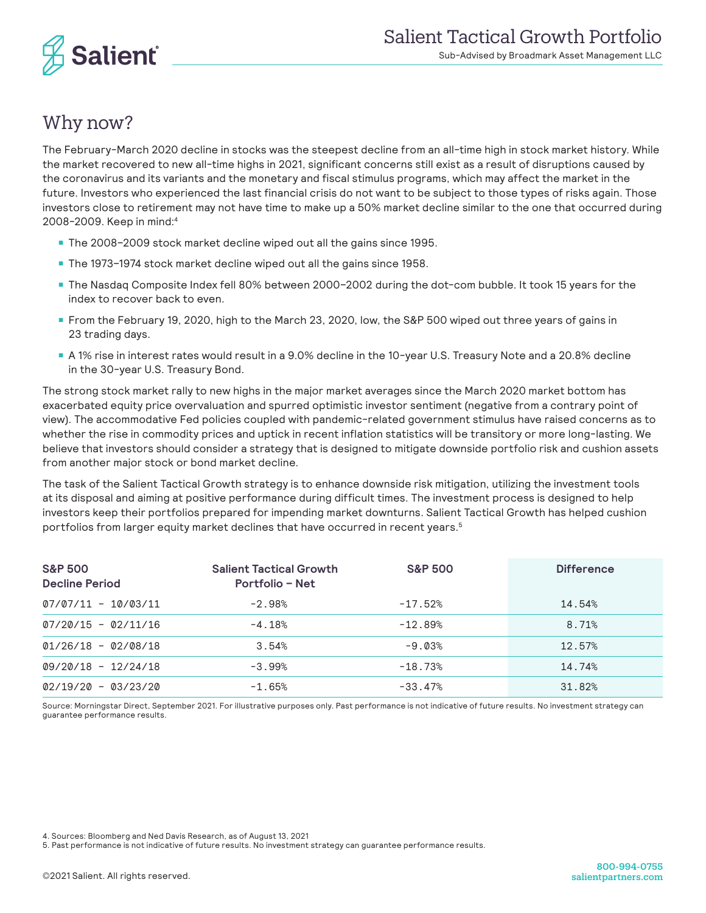## Why now?

The February-March 2020 decline in stocks was the steepest decline from an all-time high in stock market history. While the market recovered to new all-time highs in 2021, significant concerns still exist as a result of disruptions caused by the coronavirus and its variants and the monetary and fiscal stimulus programs, which may affect the market in the future. Investors who experienced the last financial crisis do not want to be subject to those types of risks again. Those investors close to retirement may not have time to make up a 50% market decline similar to the one that occurred during 2008–2009. Keep in mind:[4]

- The 2008–2009 stock market decline wiped out all the gains since 1995.
- The 1973–1974 stock market decline wiped out all the gains since 1958.
- The Nasdaq Composite Index fell 80% between 2000–2002 during the dot-com bubble. It took 15 years for the index to recover back to even.
- From the February 19, 2020, high to the March 23, 2020, low, the S&P 500 wiped out three years of gains in 23 trading days.
- A 1% rise in interest rates would result in a 9.0% decline in the 10-year U.S. Treasury Note and a 20.8% decline in the 30-year U.S. Treasury Bond.

The strong stock market rally to new highs in the major market averages since the March 2020 market bottom has exacerbated equity price overvaluation and spurred optimistic investor sentiment (negative from a contrary point of view). The accommodative Fed policies coupled with pandemic-related government stimulus have raised concerns as to whether the rise in commodity prices and uptick in recent inflation statistics will be transitory or more long-lasting. We believe that investors should consider a strategy that is designed to mitigate downside portfolio risk and cushion assets from another major stock or bond market decline.

The task of the Salient Tactical Growth strategy is to enhance downside risk mitigation, utilizing the investment tools at its disposal and aiming at positive performance during difficult times. The investment process is designed to help investors keep their portfolios prepared for impending market downturns. Salient Tactical Growth has helped cushion portfolios from larger equity market declines that have occurred in recent years.[5]

| S&P 500 Decline Period | Salient Tactical Growth Portfolio – Net | S&P 500 | Difference |
|---|---|---|---|
| 07/07/11 – 10/03/11 | -2.98% | -17.52% | 14.54% |
| 07/20/15 – 02/11/16 | -4.18% | -12.89% | 8.71% |
| 01/26/18 – 02/08/18 | 3.54% | -9.03% | 12.57% |
| 09/20/18 – 12/24/18 | -3.99% | -18.73% | 14.74% |
| 02/19/20 – 03/23/20 | -1.65% | -33.47% | 31.82% |

Source: Morningstar Direct, September 2021. For illustrative purposes only. Past performance is not indicative of future results. No investment strategy can guarantee performance results.

4. Sources: Bloomberg and Ned Davis Research, as of August 13, 2021
5. Past performance is not indicative of future results. No investment strategy can guarantee performance results.

©2021 Salient. All rights reserved.

800-994-0755
salientpartners.com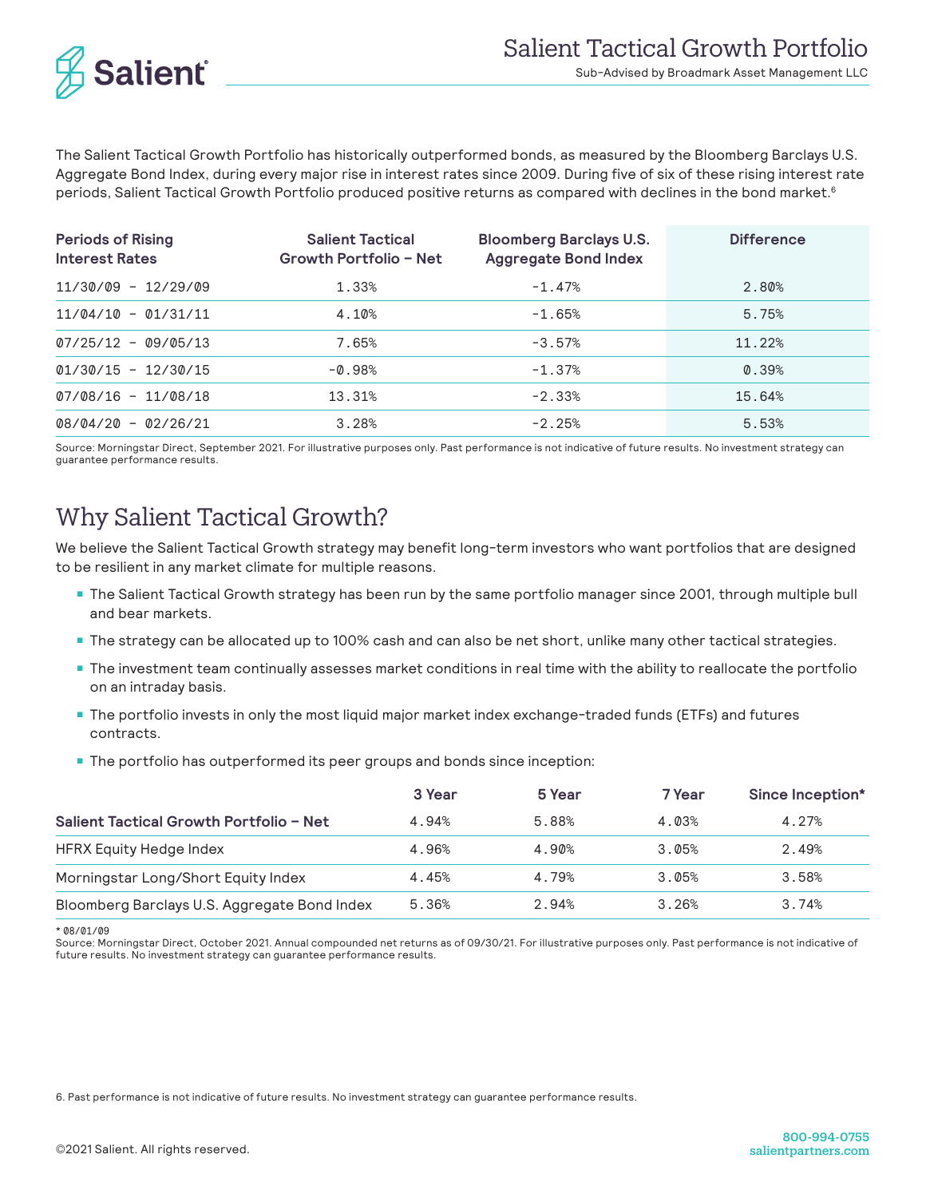The Salient Tactical Growth Portfolio has historically outperformed bonds, as measured by the Bloomberg Barclays U.S. Aggregate Bond Index, during every major rise in interest rates since 2009. During five of six of these rising interest rate periods, Salient Tactical Growth Portfolio produced positive returns as compared with declines in the bond market.[6]

| Periods of Rising Interest Rates | Salient Tactical Growth Portfolio – Net | Bloomberg Barclays U.S. Aggregate Bond Index | Difference |
|---|---|---|---|
| 11/30/09 – 12/29/09 | 1.33% | -1.47% | 2.80% |
| 11/04/10 – 01/31/11 | 4.10% | -1.65% | 5.75% |
| 07/25/12 – 09/05/13 | 7.65% | -3.57% | 11.22% |
| 01/30/15 – 12/30/15 | -0.98% | -1.37% | 0.39% |
| 07/08/16 – 11/08/18 | 13.31% | -2.33% | 15.64% |
| 08/04/20 – 02/26/21 | 3.28% | -2.25% | 5.53% |

Source: Morningstar Direct, September 2021. For illustrative purposes only. Past performance is not indicative of future results. No investment strategy can guarantee performance results.

## Why Salient Tactical Growth?

We believe the Salient Tactical Growth strategy may benefit long-term investors who want portfolios that are designed to be resilient in any market climate for multiple reasons.

- The Salient Tactical Growth strategy has been run by the same portfolio manager since 2001, through multiple bull and bear markets.
- The strategy can be allocated up to 100% cash and can also be net short, unlike many other tactical strategies.
- The investment team continually assesses market conditions in real time with the ability to reallocate the portfolio on an intraday basis.
- The portfolio invests in only the most liquid major market index exchange-traded funds (ETFs) and futures contracts.
- The portfolio has outperformed its peer groups and bonds since inception:

| | 3 Year | 5 Year | 7 Year | Since Inception* |
|---|---|---|---|---|
| **Salient Tactical Growth Portfolio – Net** | 4.94% | 5.88% | 4.03% | 4.27% |
| HFRX Equity Hedge Index | 4.96% | 4.90% | 3.05% | 2.49% |
| Morningstar Long/Short Equity Index | 4.45% | 4.79% | 3.05% | 3.58% |
| Bloomberg Barclays U.S. Aggregate Bond Index | 5.36% | 2.94% | 3.26% | 3.74% |

* 08/01/09

Source: Morningstar Direct, October 2021. Annual compounded net returns as of 09/30/21. For illustrative purposes only. Past performance is not indicative of future results. No investment strategy can guarantee performance results.

6. Past performance is not indicative of future results. No investment strategy can guarantee performance results.

©2021 Salient. All rights reserved.

800-994-0755
salientpartners.com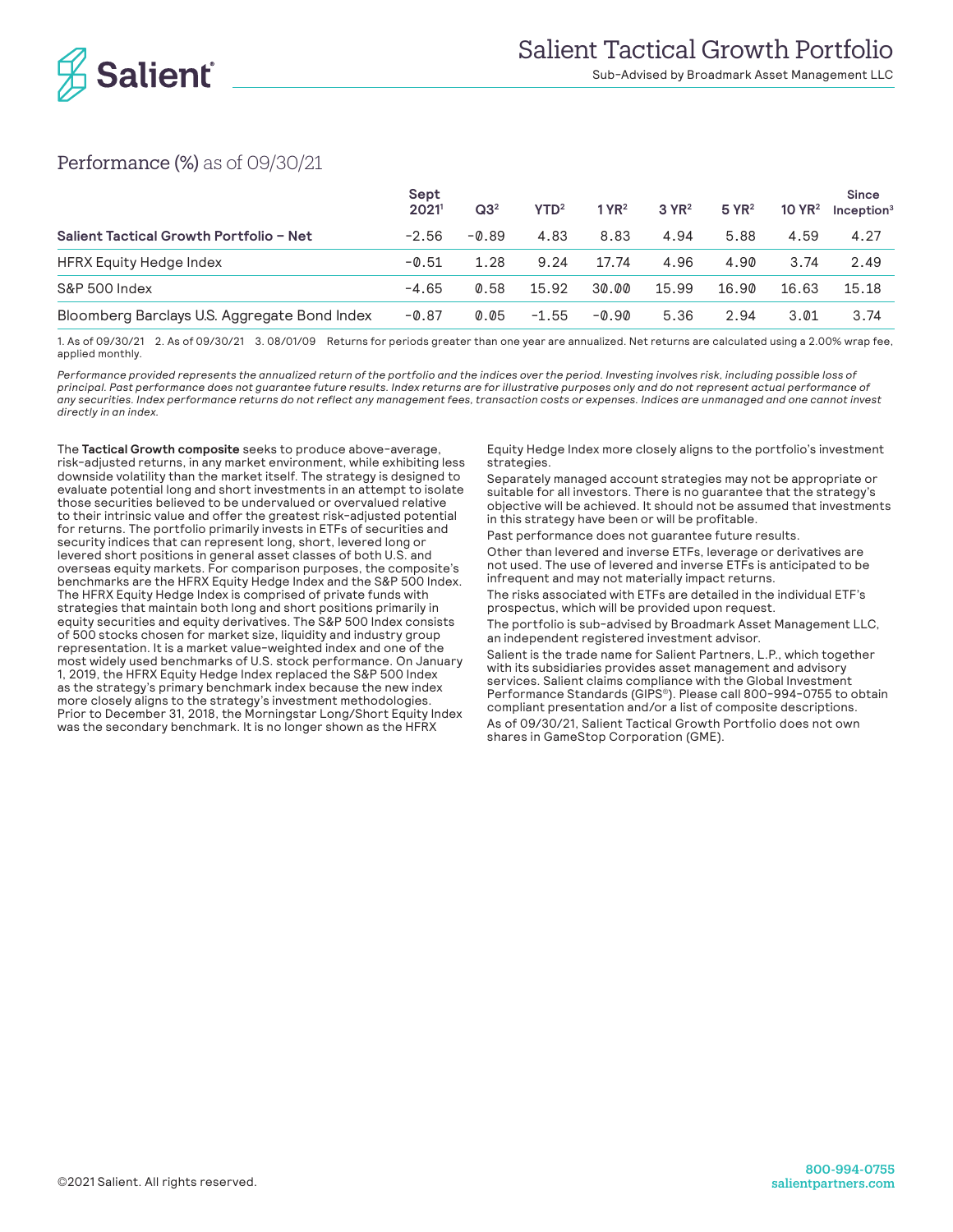# Salient Tactical Growth Portfolio

Sub-Advised by Broadmark Asset Management LLC

## Performance (%) as of 09/30/21

| | Sept 2021[1] | Q3[2] | YTD[2] | 1 YR[2] | 3 YR[2] | 5 YR[2] | 10 YR[2] | Since Inception[3] |
|---|---|---|---|---|---|---|---|---|
| **Salient Tactical Growth Portfolio – Net** | -2.56 | -0.89 | 4.83 | 8.83 | 4.94 | 5.88 | 4.59 | 4.27 |
| HFRX Equity Hedge Index | -0.51 | 1.28 | 9.24 | 17.74 | 4.96 | 4.90 | 3.74 | 2.49 |
| S&P 500 Index | -4.65 | 0.58 | 15.92 | 30.00 | 15.99 | 16.90 | 16.63 | 15.18 |
| Bloomberg Barclays U.S. Aggregate Bond Index | -0.87 | 0.05 | -1.55 | -0.90 | 5.36 | 2.94 | 3.01 | 3.74 |

1. As of 09/30/21 2. As of 09/30/21 3. 08/01/09 Returns for periods greater than one year are annualized. Net returns are calculated using a 2.00% wrap fee, applied monthly.

*Performance provided represents the annualized return of the portfolio and the indices over the period. Investing involves risk, including possible loss of principal. Past performance does not guarantee future results. Index returns are for illustrative purposes only and do not represent actual performance of any securities. Index performance returns do not reflect any management fees, transaction costs or expenses. Indices are unmanaged and one cannot invest directly in an index.*

The **Tactical Growth composite** seeks to produce above-average, risk-adjusted returns, in any market environment, while exhibiting less downside volatility than the market itself. The strategy is designed to evaluate potential long and short investments in an attempt to isolate those securities believed to be undervalued or overvalued relative to their intrinsic value and offer the greatest risk-adjusted potential for returns. The portfolio primarily invests in ETFs of securities and security indices that can represent long, short, levered long or levered short positions in general asset classes of both U.S. and overseas equity markets. For comparison purposes, the composite's benchmarks are the HFRX Equity Hedge Index and the S&P 500 Index. The HFRX Equity Hedge Index is comprised of private funds with strategies that maintain both long and short positions primarily in equity securities and equity derivatives. The S&P 500 Index consists of 500 stocks chosen for market size, liquidity and industry group representation. It is a market value-weighted index and one of the most widely used benchmarks of U.S. stock performance. On January 1, 2019, the HFRX Equity Hedge Index replaced the S&P 500 Index as the strategy's primary benchmark index because the new index more closely aligns to the strategy's investment methodologies. Prior to December 31, 2018, the Morningstar Long/Short Equity Index was the secondary benchmark. It is no longer shown as the HFRX Equity Hedge Index more closely aligns to the portfolio's investment strategies.

Separately managed account strategies may not be appropriate or suitable for all investors. There is no guarantee that the strategy's objective will be achieved. It should not be assumed that investments in this strategy have been or will be profitable.

Past performance does not guarantee future results.

Other than levered and inverse ETFs, leverage or derivatives are not used. The use of levered and inverse ETFs is anticipated to be infrequent and may not materially impact returns.

The risks associated with ETFs are detailed in the individual ETF's prospectus, which will be provided upon request.

The portfolio is sub-advised by Broadmark Asset Management LLC, an independent registered investment advisor.

Salient is the trade name for Salient Partners, L.P., which together with its subsidiaries provides asset management and advisory services. Salient claims compliance with the Global Investment Performance Standards (GIPS®). Please call 800-994-0755 to obtain compliant presentation and/or a list of composite descriptions.

As of 09/30/21, Salient Tactical Growth Portfolio does not own shares in GameStop Corporation (GME).

©2021 Salient. All rights reserved.

800-994-0755
salientpartners.com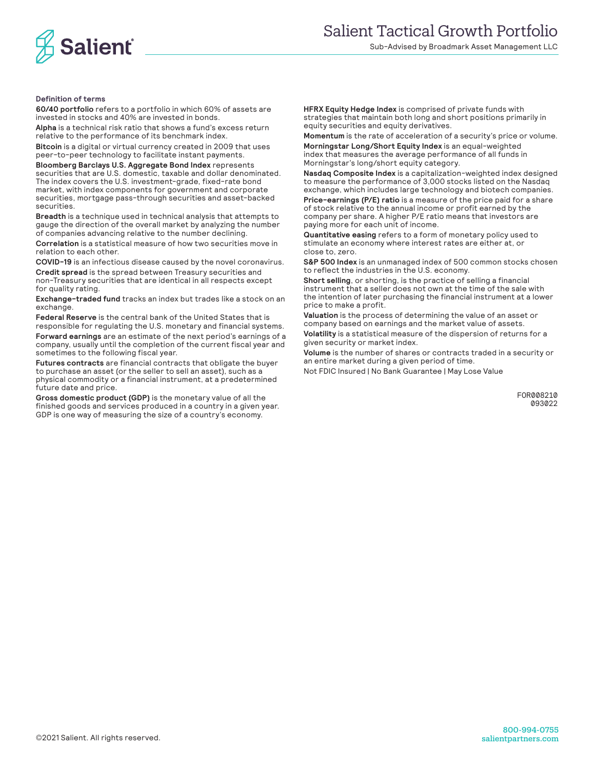### Definition of terms

**60/40 portfolio** refers to a portfolio in which 60% of assets are invested in stocks and 40% are invested in bonds.

**Alpha** is a technical risk ratio that shows a fund's excess return relative to the performance of its benchmark index.

**Bitcoin** is a digital or virtual currency created in 2009 that uses peer-to-peer technology to facilitate instant payments.

**Bloomberg Barclays U.S. Aggregate Bond Index** represents securities that are U.S. domestic, taxable and dollar denominated. The index covers the U.S. investment-grade, fixed-rate bond market, with index components for government and corporate securities, mortgage pass-through securities and asset-backed securities.

**Breadth** is a technique used in technical analysis that attempts to gauge the direction of the overall market by analyzing the number of companies advancing relative to the number declining.

**Correlation** is a statistical measure of how two securities move in relation to each other.

**COVID-19** is an infectious disease caused by the novel coronavirus.

**Credit spread** is the spread between Treasury securities and non-Treasury securities that are identical in all respects except for quality rating.

**Exchange-traded fund** tracks an index but trades like a stock on an exchange.

**Federal Reserve** is the central bank of the United States that is responsible for regulating the U.S. monetary and financial systems.

**Forward earnings** are an estimate of the next period's earnings of a company, usually until the completion of the current fiscal year and sometimes to the following fiscal year.

**Futures contracts** are financial contracts that obligate the buyer to purchase an asset (or the seller to sell an asset), such as a physical commodity or a financial instrument, at a predetermined future date and price.

**Gross domestic product (GDP)** is the monetary value of all the finished goods and services produced in a country in a given year. GDP is one way of measuring the size of a country's economy.

**HFRX Equity Hedge Index** is comprised of private funds with strategies that maintain both long and short positions primarily in equity securities and equity derivatives.

**Momentum** is the rate of acceleration of a security's price or volume.

**Morningstar Long/Short Equity Index** is an equal-weighted index that measures the average performance of all funds in Morningstar's long/short equity category.

**Nasdaq Composite Index** is a capitalization-weighted index designed to measure the performance of 3,000 stocks listed on the Nasdaq exchange, which includes large technology and biotech companies.

**Price-earnings (P/E) ratio** is a measure of the price paid for a share of stock relative to the annual income or profit earned by the company per share. A higher P/E ratio means that investors are paying more for each unit of income.

**Quantitative easing** refers to a form of monetary policy used to stimulate an economy where interest rates are either at, or close to, zero.

**S&P 500 Index** is an unmanaged index of 500 common stocks chosen to reflect the industries in the U.S. economy.

**Short selling**, or shorting, is the practice of selling a financial instrument that a seller does not own at the time of the sale with the intention of later purchasing the financial instrument at a lower price to make a profit.

**Valuation** is the process of determining the value of an asset or company based on earnings and the market value of assets.

**Volatility** is a statistical measure of the dispersion of returns for a given security or market index.

**Volume** is the number of shares or contracts traded in a security or an entire market during a given period of time.

Not FDIC Insured | No Bank Guarantee | May Lose Value

FOR008210
093022

©2021 Salient. All rights reserved.

800-994-0755
salientpartners.com